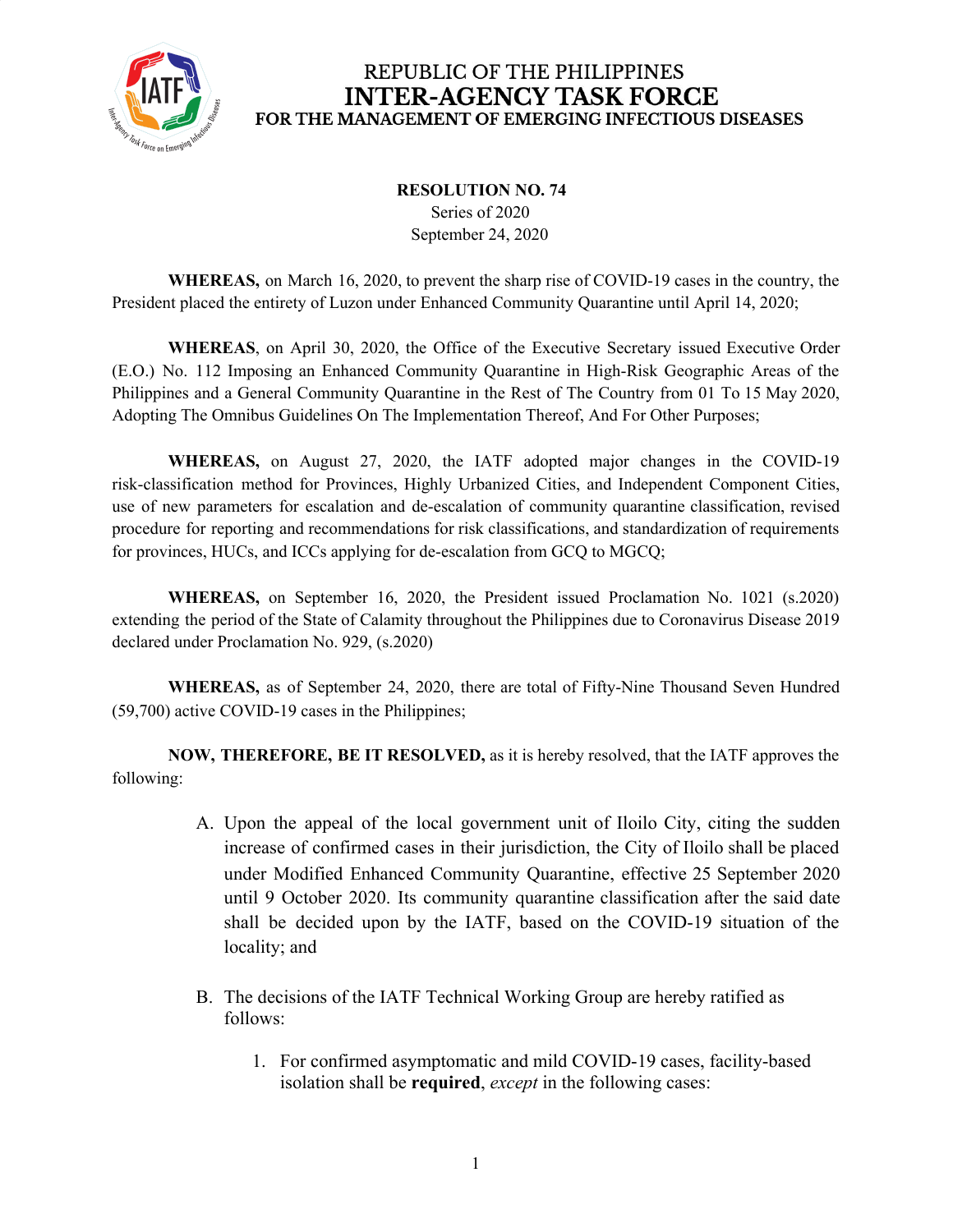# REPUBLIC OF THE PHILIPPINES
# INTER-AGENCY TASK FORCE
## FOR THE MANAGEMENT OF EMERGING INFECTIOUS DISEASES

**RESOLUTION NO. 74**
Series of 2020
September 24, 2020

**WHEREAS,** on March 16, 2020, to prevent the sharp rise of COVID-19 cases in the country, the President placed the entirety of Luzon under Enhanced Community Quarantine until April 14, 2020;

**WHEREAS**, on April 30, 2020, the Office of the Executive Secretary issued Executive Order (E.O.) No. 112 Imposing an Enhanced Community Quarantine in High-Risk Geographic Areas of the Philippines and a General Community Quarantine in the Rest of The Country from 01 To 15 May 2020, Adopting The Omnibus Guidelines On The Implementation Thereof, And For Other Purposes;

**WHEREAS,** on August 27, 2020, the IATF adopted major changes in the COVID-19 risk-classification method for Provinces, Highly Urbanized Cities, and Independent Component Cities, use of new parameters for escalation and de-escalation of community quarantine classification, revised procedure for reporting and recommendations for risk classifications, and standardization of requirements for provinces, HUCs, and ICCs applying for de-escalation from GCQ to MGCQ;

**WHEREAS,** on September 16, 2020, the President issued Proclamation No. 1021 (s.2020) extending the period of the State of Calamity throughout the Philippines due to Coronavirus Disease 2019 declared under Proclamation No. 929, (s.2020)

**WHEREAS,** as of September 24, 2020, there are total of Fifty-Nine Thousand Seven Hundred (59,700) active COVID-19 cases in the Philippines;

**NOW, THEREFORE, BE IT RESOLVED,** as it is hereby resolved, that the IATF approves the following:

A. Upon the appeal of the local government unit of Iloilo City, citing the sudden increase of confirmed cases in their jurisdiction, the City of Iloilo shall be placed under Modified Enhanced Community Quarantine, effective 25 September 2020 until 9 October 2020. Its community quarantine classification after the said date shall be decided upon by the IATF, based on the COVID-19 situation of the locality; and

B. The decisions of the IATF Technical Working Group are hereby ratified as follows:

   1. For confirmed asymptomatic and mild COVID-19 cases, facility-based isolation shall be **required**, *except* in the following cases: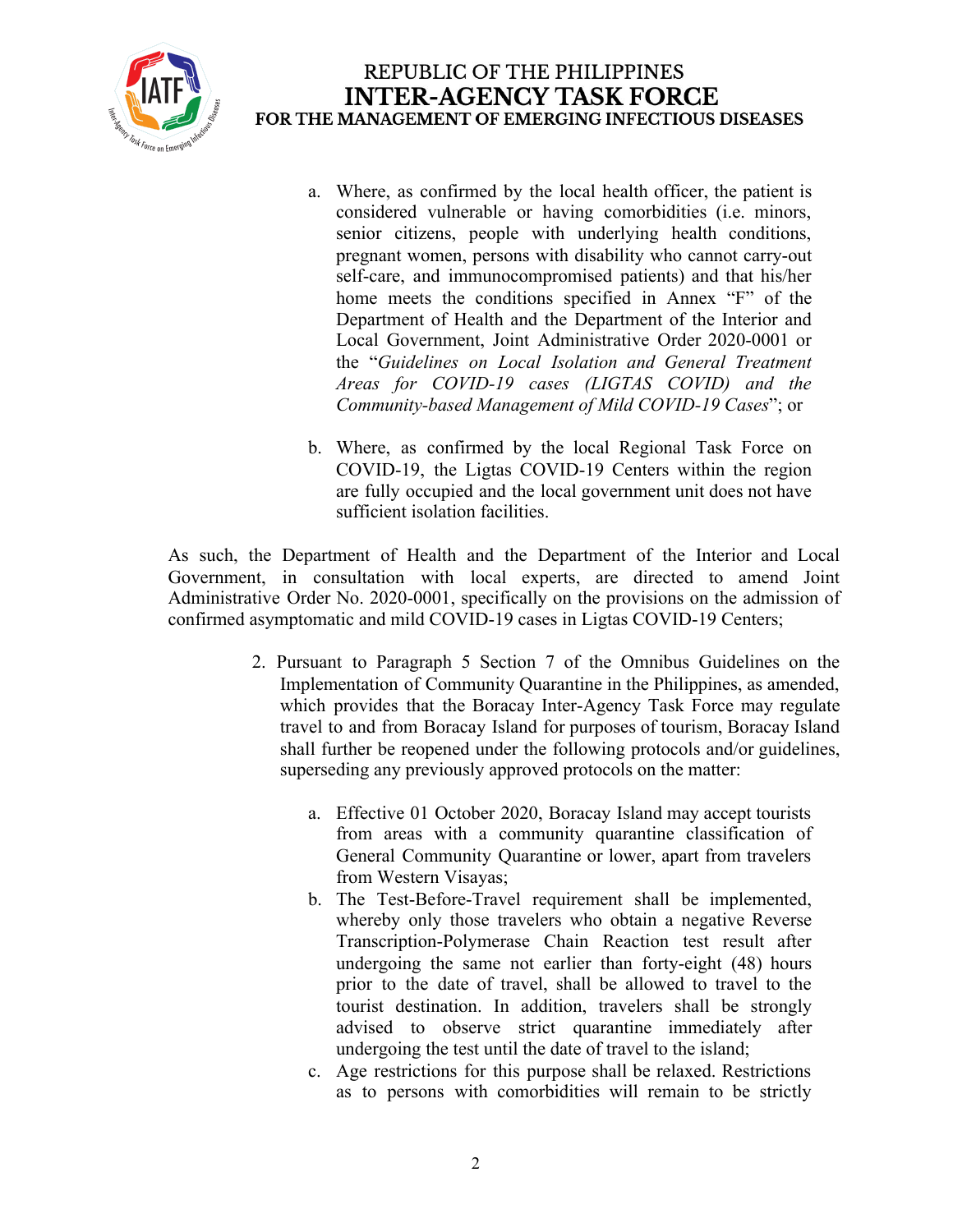a. Where, as confirmed by the local health officer, the patient is considered vulnerable or having comorbidities (i.e. minors, senior citizens, people with underlying health conditions, pregnant women, persons with disability who cannot carry-out self-care, and immunocompromised patients) and that his/her home meets the conditions specified in Annex "F" of the Department of Health and the Department of the Interior and Local Government, Joint Administrative Order 2020-0001 or the "*Guidelines on Local Isolation and General Treatment Areas for COVID-19 cases (LIGTAS COVID) and the Community-based Management of Mild COVID-19 Cases*"; or

b. Where, as confirmed by the local Regional Task Force on COVID-19, the Ligtas COVID-19 Centers within the region are fully occupied and the local government unit does not have sufficient isolation facilities.

As such, the Department of Health and the Department of the Interior and Local Government, in consultation with local experts, are directed to amend Joint Administrative Order No. 2020-0001, specifically on the provisions on the admission of confirmed asymptomatic and mild COVID-19 cases in Ligtas COVID-19 Centers;

2. Pursuant to Paragraph 5 Section 7 of the Omnibus Guidelines on the Implementation of Community Quarantine in the Philippines, as amended, which provides that the Boracay Inter-Agency Task Force may regulate travel to and from Boracay Island for purposes of tourism, Boracay Island shall further be reopened under the following protocols and/or guidelines, superseding any previously approved protocols on the matter:

   a. Effective 01 October 2020, Boracay Island may accept tourists from areas with a community quarantine classification of General Community Quarantine or lower, apart from travelers from Western Visayas;
   b. The Test-Before-Travel requirement shall be implemented, whereby only those travelers who obtain a negative Reverse Transcription-Polymerase Chain Reaction test result after undergoing the same not earlier than forty-eight (48) hours prior to the date of travel, shall be allowed to travel to the tourist destination. In addition, travelers shall be strongly advised to observe strict quarantine immediately after undergoing the test until the date of travel to the island;
   c. Age restrictions for this purpose shall be relaxed. Restrictions as to persons with comorbidities will remain to be strictly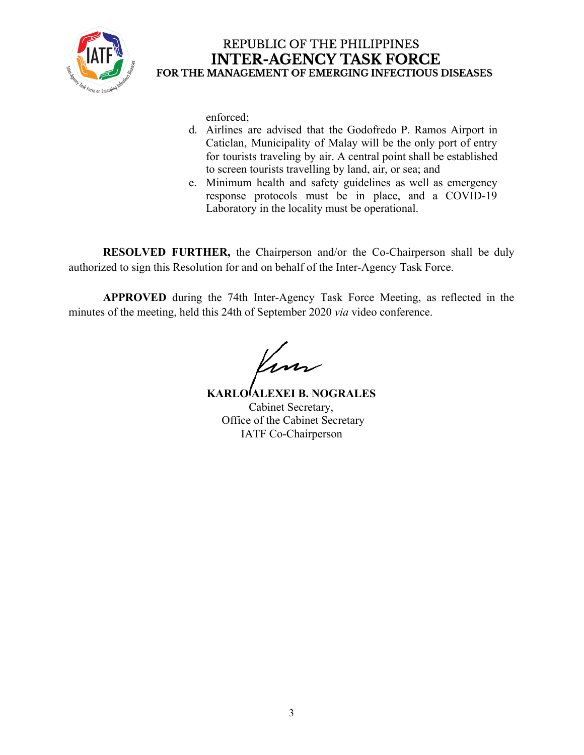enforced;

d. Airlines are advised that the Godofredo P. Ramos Airport in Caticlan, Municipality of Malay will be the only port of entry for tourists traveling by air. A central point shall be established to screen tourists travelling by land, air, or sea; and
e. Minimum health and safety guidelines as well as emergency response protocols must be in place, and a COVID-19 Laboratory in the locality must be operational.

**RESOLVED FURTHER,** the Chairperson and/or the Co-Chairperson shall be duly authorized to sign this Resolution for and on behalf of the Inter-Agency Task Force.

**APPROVED** during the 74th Inter-Agency Task Force Meeting, as reflected in the minutes of the meeting, held this 24th of September 2020 *via* video conference.

**KARLO ALEXEI B. NOGRALES**
Cabinet Secretary,
Office of the Cabinet Secretary
IATF Co-Chairperson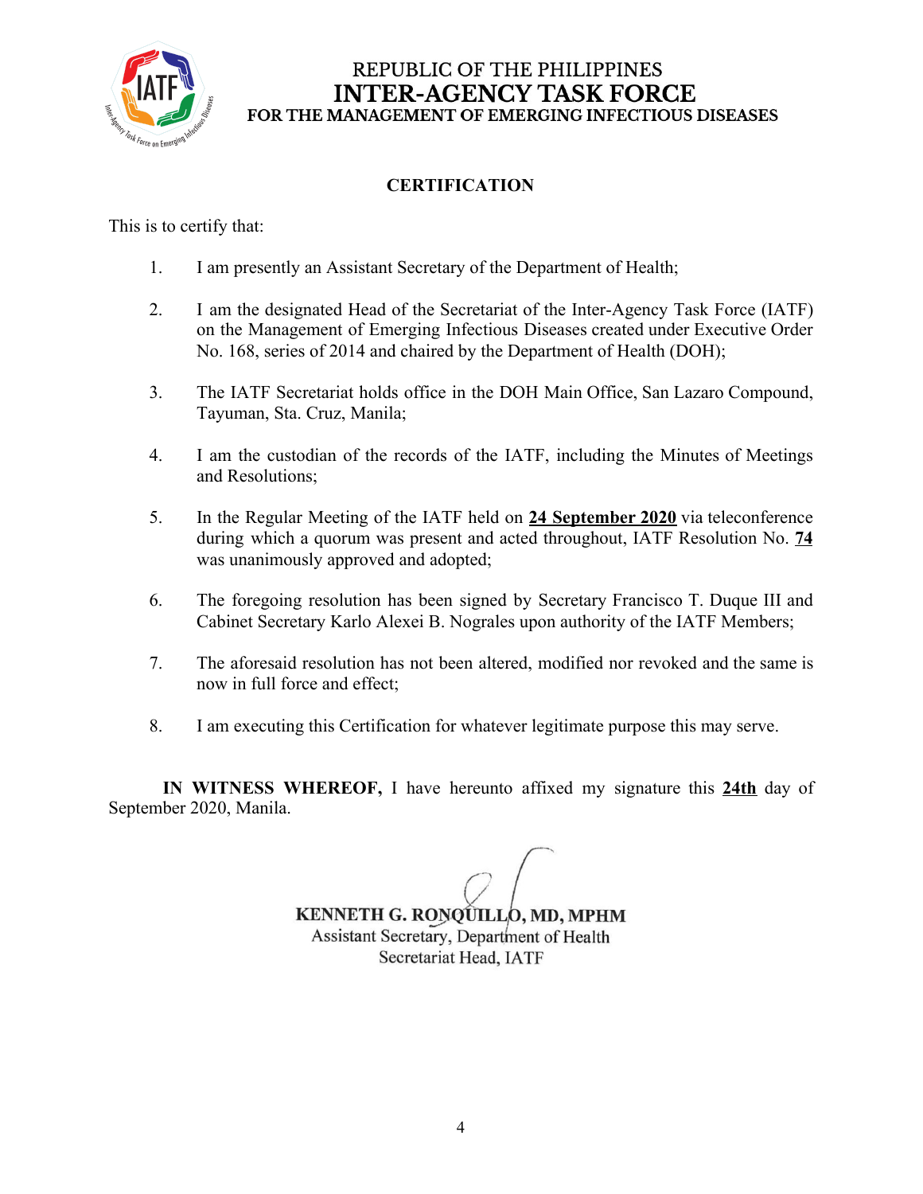REPUBLIC OF THE PHILIPPINES
**INTER-AGENCY TASK FORCE**
**FOR THE MANAGEMENT OF EMERGING INFECTIOUS DISEASES**

## CERTIFICATION

This is to certify that:

1. I am presently an Assistant Secretary of the Department of Health;

2. I am the designated Head of the Secretariat of the Inter-Agency Task Force (IATF) on the Management of Emerging Infectious Diseases created under Executive Order No. 168, series of 2014 and chaired by the Department of Health (DOH);

3. The IATF Secretariat holds office in the DOH Main Office, San Lazaro Compound, Tayuman, Sta. Cruz, Manila;

4. I am the custodian of the records of the IATF, including the Minutes of Meetings and Resolutions;

5. In the Regular Meeting of the IATF held on **24 September 2020** via teleconference during which a quorum was present and acted throughout, IATF Resolution No. **74** was unanimously approved and adopted;

6. The foregoing resolution has been signed by Secretary Francisco T. Duque III and Cabinet Secretary Karlo Alexei B. Nograles upon authority of the IATF Members;

7. The aforesaid resolution has not been altered, modified nor revoked and the same is now in full force and effect;

8. I am executing this Certification for whatever legitimate purpose this may serve.

**IN WITNESS WHEREOF,** I have hereunto affixed my signature this **24th** day of September 2020, Manila.

**KENNETH G. RONQUILLO, MD, MPHM**
Assistant Secretary, Department of Health
Secretariat Head, IATF